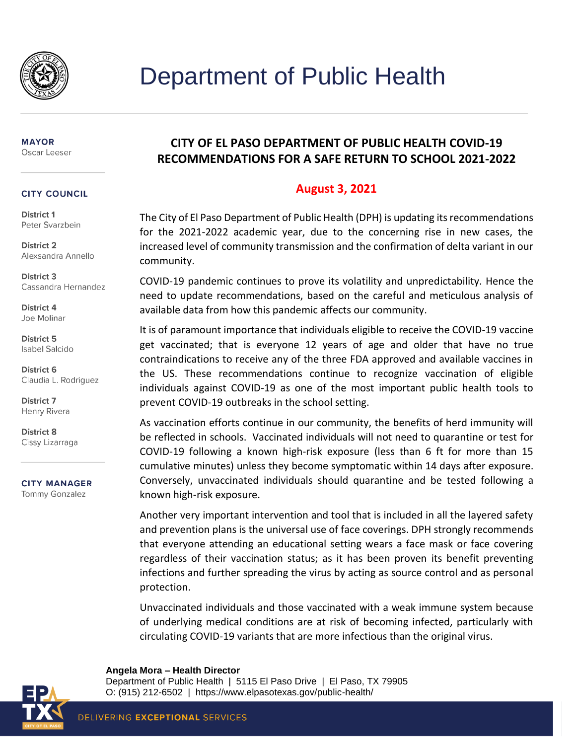# Department of Public Health

**MAYOR**
Oscar Leeser

**CITY COUNCIL**

**District 1**
Peter Svarzbein

**District 2**
Alexsandra Annello

**District 3**
Cassandra Hernandez

**District 4**
Joe Molinar

**District 5**
Isabel Salcido

**District 6**
Claudia L. Rodriguez

**District 7**
Henry Rivera

**District 8**
Cissy Lizarraga

**CITY MANAGER**
Tommy Gonzalez

## CITY OF EL PASO DEPARTMENT OF PUBLIC HEALTH COVID-19 RECOMMENDATIONS FOR A SAFE RETURN TO SCHOOL 2021-2022

**August 3, 2021**

The City of El Paso Department of Public Health (DPH) is updating its recommendations for the 2021-2022 academic year, due to the concerning rise in new cases, the increased level of community transmission and the confirmation of delta variant in our community.

COVID-19 pandemic continues to prove its volatility and unpredictability. Hence the need to update recommendations, based on the careful and meticulous analysis of available data from how this pandemic affects our community.

It is of paramount importance that individuals eligible to receive the COVID-19 vaccine get vaccinated; that is everyone 12 years of age and older that have no true contraindications to receive any of the three FDA approved and available vaccines in the US. These recommendations continue to recognize vaccination of eligible individuals against COVID-19 as one of the most important public health tools to prevent COVID-19 outbreaks in the school setting.

As vaccination efforts continue in our community, the benefits of herd immunity will be reflected in schools. Vaccinated individuals will not need to quarantine or test for COVID-19 following a known high-risk exposure (less than 6 ft for more than 15 cumulative minutes) unless they become symptomatic within 14 days after exposure. Conversely, unvaccinated individuals should quarantine and be tested following a known high-risk exposure.

Another very important intervention and tool that is included in all the layered safety and prevention plans is the universal use of face coverings. DPH strongly recommends that everyone attending an educational setting wears a face mask or face covering regardless of their vaccination status; as it has been proven its benefit preventing infections and further spreading the virus by acting as source control and as personal protection.

Unvaccinated individuals and those vaccinated with a weak immune system because of underlying medical conditions are at risk of becoming infected, particularly with circulating COVID-19 variants that are more infectious than the original virus.

**Angela Mora – Health Director**
Department of Public Health | 5115 El Paso Drive | El Paso, TX 79905
O: (915) 212-6502 | https://www.elpasotexas.gov/public-health/

DELIVERING **EXCEPTIONAL** SERVICES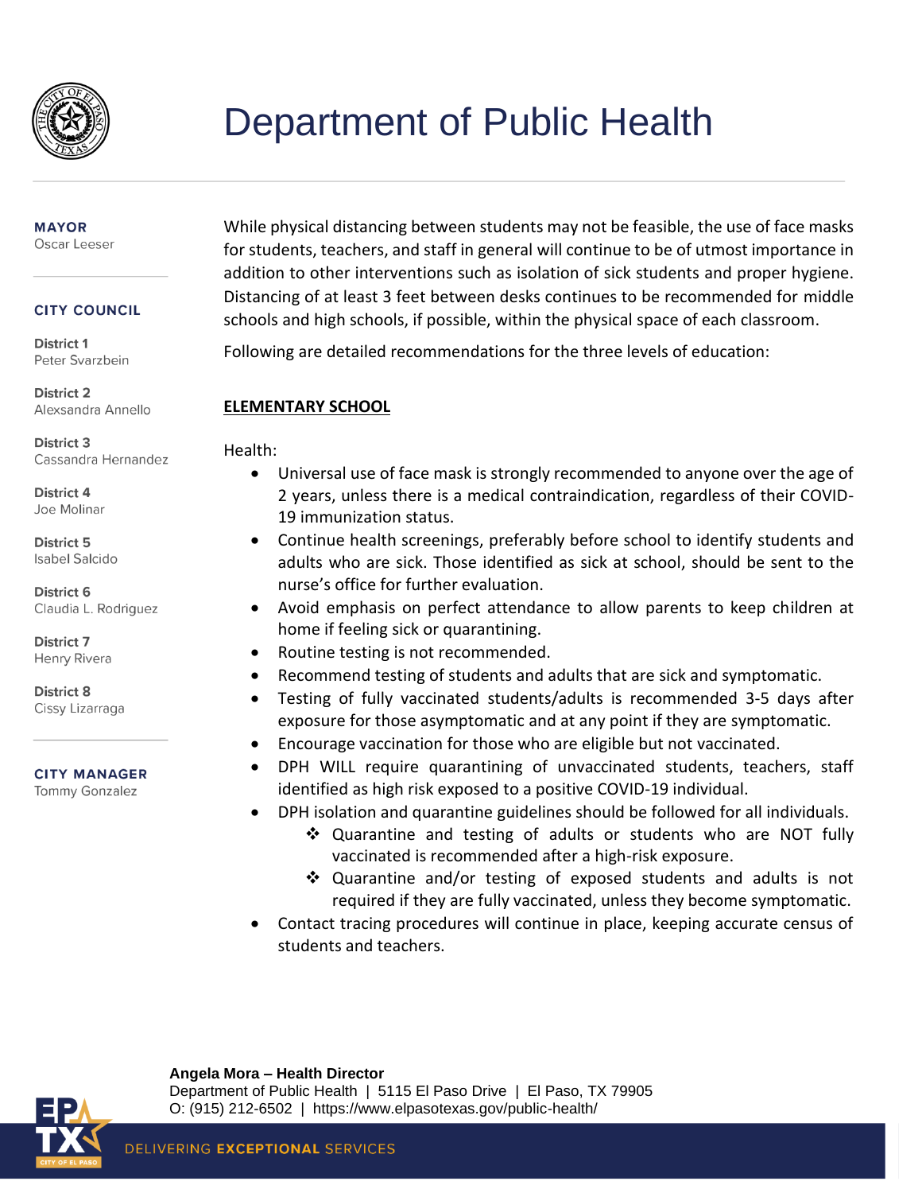While physical distancing between students may not be feasible, the use of face masks for students, teachers, and staff in general will continue to be of utmost importance in addition to other interventions such as isolation of sick students and proper hygiene. Distancing of at least 3 feet between desks continues to be recommended for middle schools and high schools, if possible, within the physical space of each classroom.

Following are detailed recommendations for the three levels of education:

## ELEMENTARY SCHOOL

Health:

- Universal use of face mask is strongly recommended to anyone over the age of 2 years, unless there is a medical contraindication, regardless of their COVID-19 immunization status.
- Continue health screenings, preferably before school to identify students and adults who are sick. Those identified as sick at school, should be sent to the nurse's office for further evaluation.
- Avoid emphasis on perfect attendance to allow parents to keep children at home if feeling sick or quarantining.
- Routine testing is not recommended.
- Recommend testing of students and adults that are sick and symptomatic.
- Testing of fully vaccinated students/adults is recommended 3-5 days after exposure for those asymptomatic and at any point if they are symptomatic.
- Encourage vaccination for those who are eligible but not vaccinated.
- DPH WILL require quarantining of unvaccinated students, teachers, staff identified as high risk exposed to a positive COVID-19 individual.
- DPH isolation and quarantine guidelines should be followed for all individuals.
  - Quarantine and testing of adults or students who are NOT fully vaccinated is recommended after a high-risk exposure.
  - Quarantine and/or testing of exposed students and adults is not required if they are fully vaccinated, unless they become symptomatic.
- Contact tracing procedures will continue in place, keeping accurate census of students and teachers.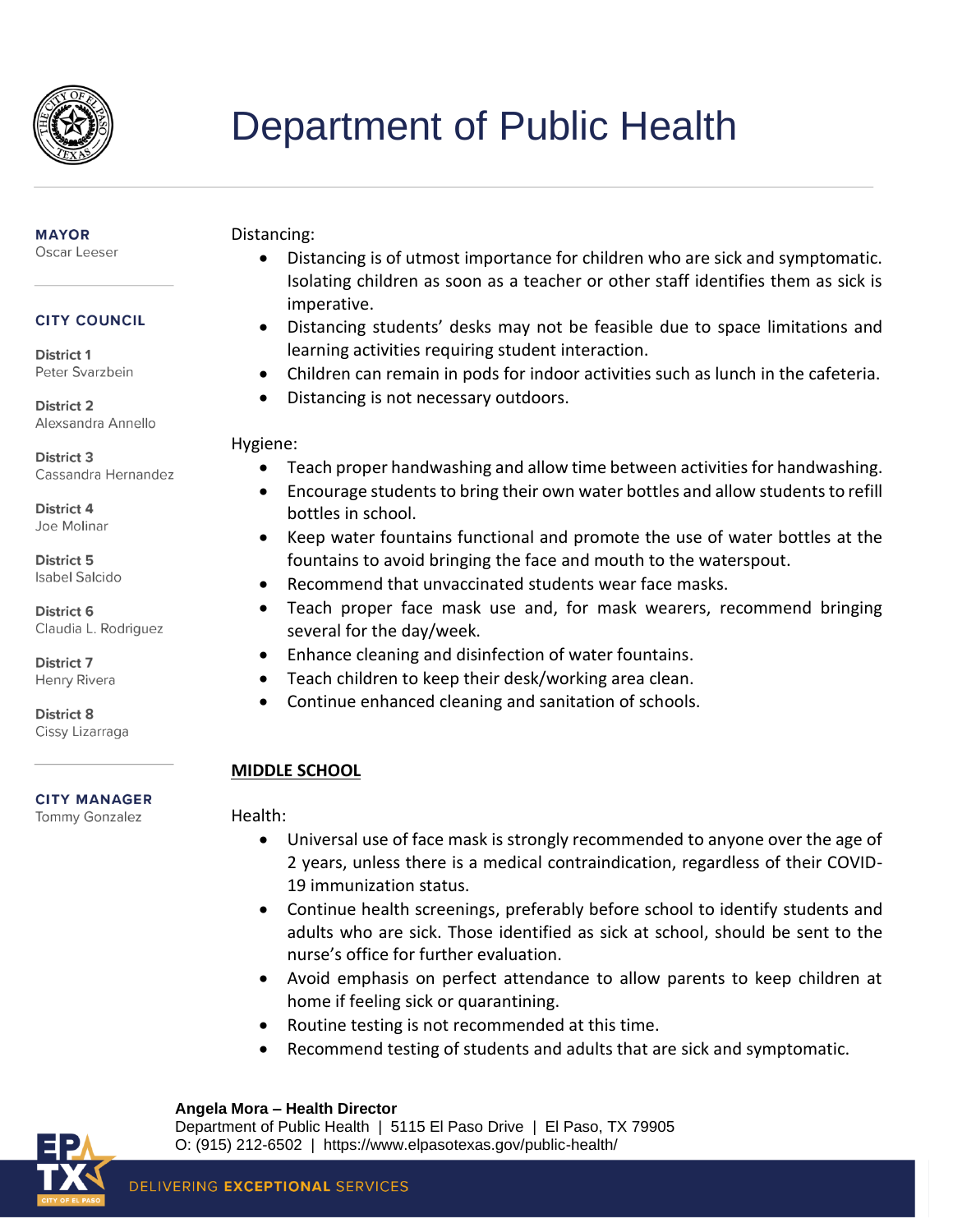Distancing:

- Distancing is of utmost importance for children who are sick and symptomatic. Isolating children as soon as a teacher or other staff identifies them as sick is imperative.
- Distancing students' desks may not be feasible due to space limitations and learning activities requiring student interaction.
- Children can remain in pods for indoor activities such as lunch in the cafeteria.
- Distancing is not necessary outdoors.

Hygiene:

- Teach proper handwashing and allow time between activities for handwashing.
- Encourage students to bring their own water bottles and allow students to refill bottles in school.
- Keep water fountains functional and promote the use of water bottles at the fountains to avoid bringing the face and mouth to the waterspout.
- Recommend that unvaccinated students wear face masks.
- Teach proper face mask use and, for mask wearers, recommend bringing several for the day/week.
- Enhance cleaning and disinfection of water fountains.
- Teach children to keep their desk/working area clean.
- Continue enhanced cleaning and sanitation of schools.

## MIDDLE SCHOOL

Health:

- Universal use of face mask is strongly recommended to anyone over the age of 2 years, unless there is a medical contraindication, regardless of their COVID-19 immunization status.
- Continue health screenings, preferably before school to identify students and adults who are sick. Those identified as sick at school, should be sent to the nurse's office for further evaluation.
- Avoid emphasis on perfect attendance to allow parents to keep children at home if feeling sick or quarantining.
- Routine testing is not recommended at this time.
- Recommend testing of students and adults that are sick and symptomatic.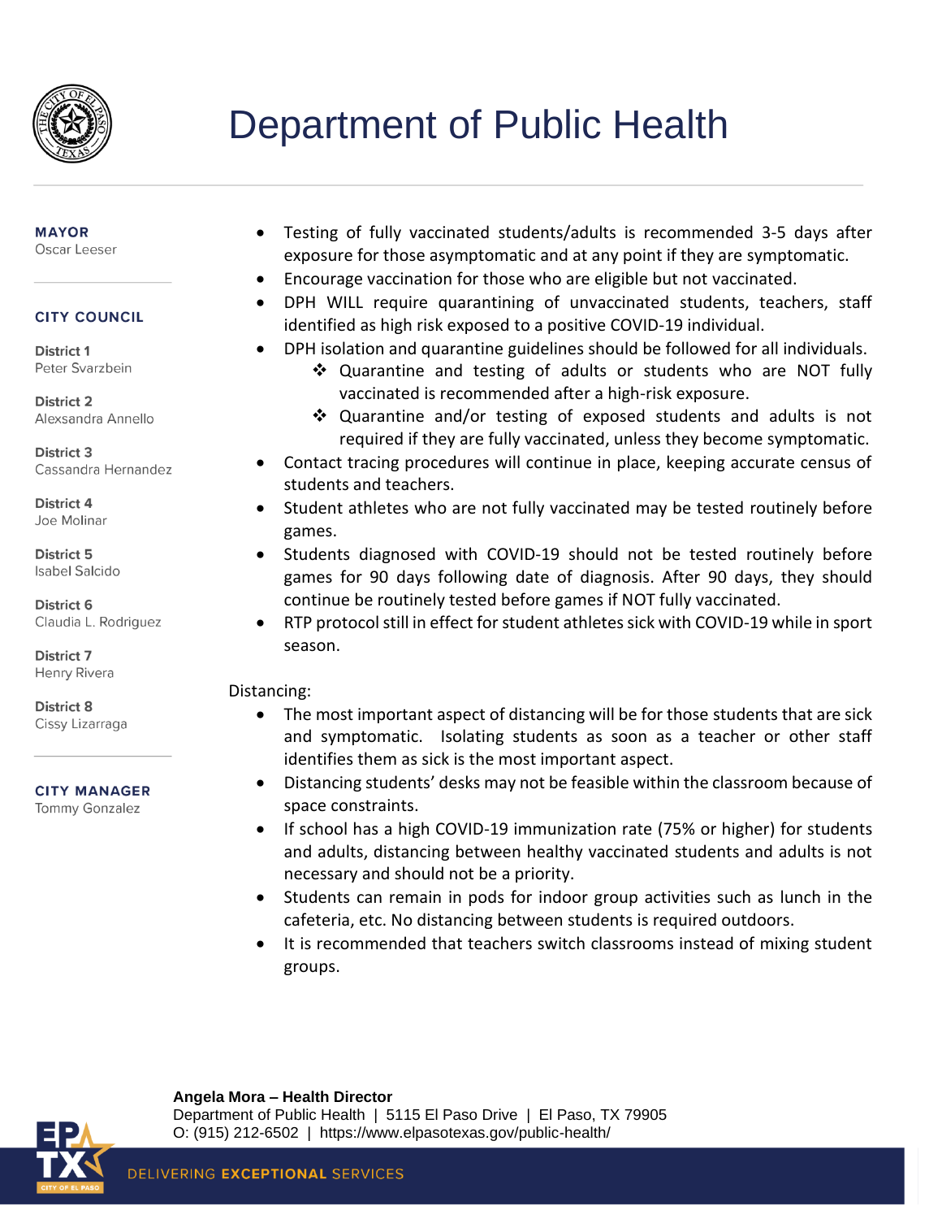- Testing of fully vaccinated students/adults is recommended 3-5 days after exposure for those asymptomatic and at any point if they are symptomatic.
- Encourage vaccination for those who are eligible but not vaccinated.
- DPH WILL require quarantining of unvaccinated students, teachers, staff identified as high risk exposed to a positive COVID-19 individual.
- DPH isolation and quarantine guidelines should be followed for all individuals.
  - Quarantine and testing of adults or students who are NOT fully vaccinated is recommended after a high-risk exposure.
  - Quarantine and/or testing of exposed students and adults is not required if they are fully vaccinated, unless they become symptomatic.
- Contact tracing procedures will continue in place, keeping accurate census of students and teachers.
- Student athletes who are not fully vaccinated may be tested routinely before games.
- Students diagnosed with COVID-19 should not be tested routinely before games for 90 days following date of diagnosis. After 90 days, they should continue be routinely tested before games if NOT fully vaccinated.
- RTP protocol still in effect for student athletes sick with COVID-19 while in sport season.

Distancing:

- The most important aspect of distancing will be for those students that are sick and symptomatic. Isolating students as soon as a teacher or other staff identifies them as sick is the most important aspect.
- Distancing students' desks may not be feasible within the classroom because of space constraints.
- If school has a high COVID-19 immunization rate (75% or higher) for students and adults, distancing between healthy vaccinated students and adults is not necessary and should not be a priority.
- Students can remain in pods for indoor group activities such as lunch in the cafeteria, etc. No distancing between students is required outdoors.
- It is recommended that teachers switch classrooms instead of mixing student groups.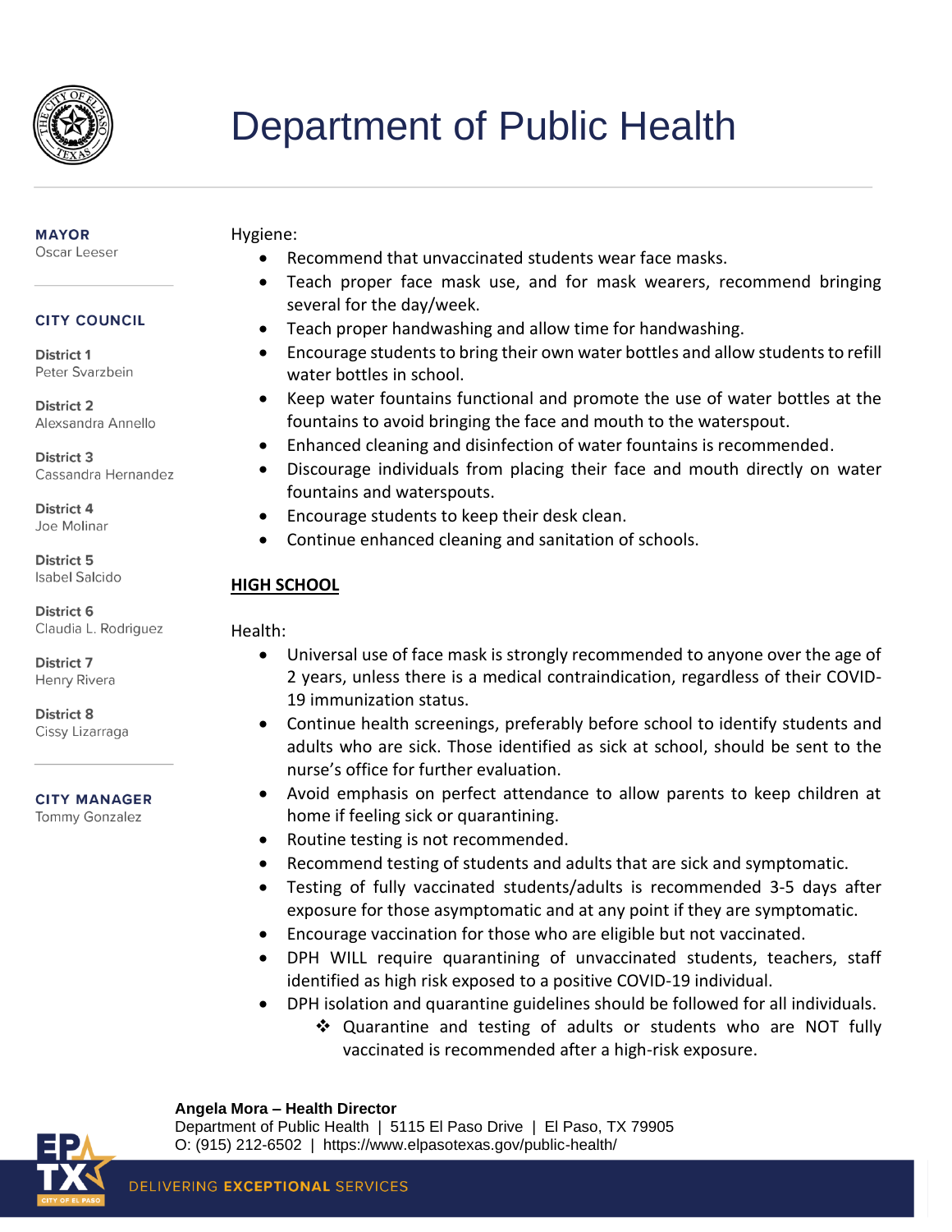Hygiene:

- Recommend that unvaccinated students wear face masks.
- Teach proper face mask use, and for mask wearers, recommend bringing several for the day/week.
- Teach proper handwashing and allow time for handwashing.
- Encourage students to bring their own water bottles and allow students to refill water bottles in school.
- Keep water fountains functional and promote the use of water bottles at the fountains to avoid bringing the face and mouth to the waterspout.
- Enhanced cleaning and disinfection of water fountains is recommended.
- Discourage individuals from placing their face and mouth directly on water fountains and waterspouts.
- Encourage students to keep their desk clean.
- Continue enhanced cleaning and sanitation of schools.

## HIGH SCHOOL

Health:

- Universal use of face mask is strongly recommended to anyone over the age of 2 years, unless there is a medical contraindication, regardless of their COVID-19 immunization status.
- Continue health screenings, preferably before school to identify students and adults who are sick. Those identified as sick at school, should be sent to the nurse's office for further evaluation.
- Avoid emphasis on perfect attendance to allow parents to keep children at home if feeling sick or quarantining.
- Routine testing is not recommended.
- Recommend testing of students and adults that are sick and symptomatic.
- Testing of fully vaccinated students/adults is recommended 3-5 days after exposure for those asymptomatic and at any point if they are symptomatic.
- Encourage vaccination for those who are eligible but not vaccinated.
- DPH WILL require quarantining of unvaccinated students, teachers, staff identified as high risk exposed to a positive COVID-19 individual.
- DPH isolation and quarantine guidelines should be followed for all individuals.
  - ❖ Quarantine and testing of adults or students who are NOT fully vaccinated is recommended after a high-risk exposure.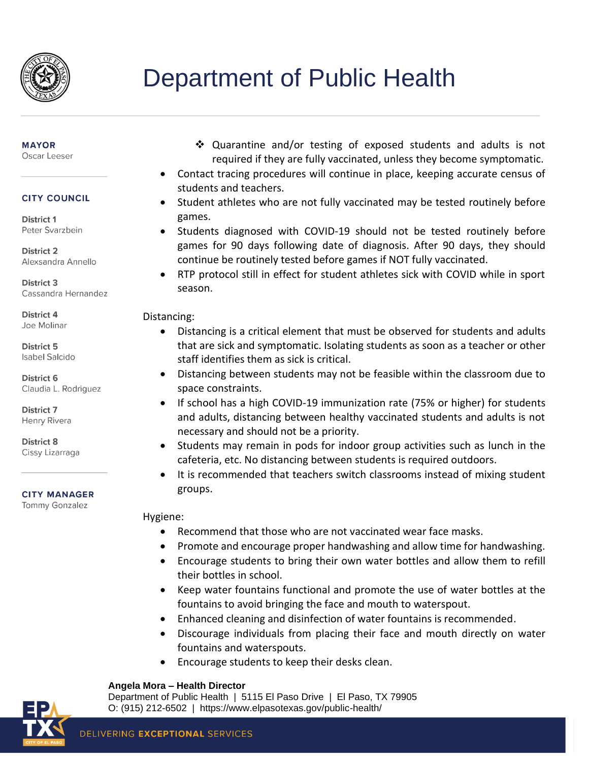- Quarantine and/or testing of exposed students and adults is not required if they are fully vaccinated, unless they become symptomatic.

- Contact tracing procedures will continue in place, keeping accurate census of students and teachers.
- Student athletes who are not fully vaccinated may be tested routinely before games.
- Students diagnosed with COVID-19 should not be tested routinely before games for 90 days following date of diagnosis. After 90 days, they should continue be routinely tested before games if NOT fully vaccinated.
- RTP protocol still in effect for student athletes sick with COVID while in sport season.

Distancing:

- Distancing is a critical element that must be observed for students and adults that are sick and symptomatic. Isolating students as soon as a teacher or other staff identifies them as sick is critical.
- Distancing between students may not be feasible within the classroom due to space constraints.
- If school has a high COVID-19 immunization rate (75% or higher) for students and adults, distancing between healthy vaccinated students and adults is not necessary and should not be a priority.
- Students may remain in pods for indoor group activities such as lunch in the cafeteria, etc. No distancing between students is required outdoors.
- It is recommended that teachers switch classrooms instead of mixing student groups.

Hygiene:

- Recommend that those who are not vaccinated wear face masks.
- Promote and encourage proper handwashing and allow time for handwashing.
- Encourage students to bring their own water bottles and allow them to refill their bottles in school.
- Keep water fountains functional and promote the use of water bottles at the fountains to avoid bringing the face and mouth to waterspout.
- Enhanced cleaning and disinfection of water fountains is recommended.
- Discourage individuals from placing their face and mouth directly on water fountains and waterspouts.
- Encourage students to keep their desks clean.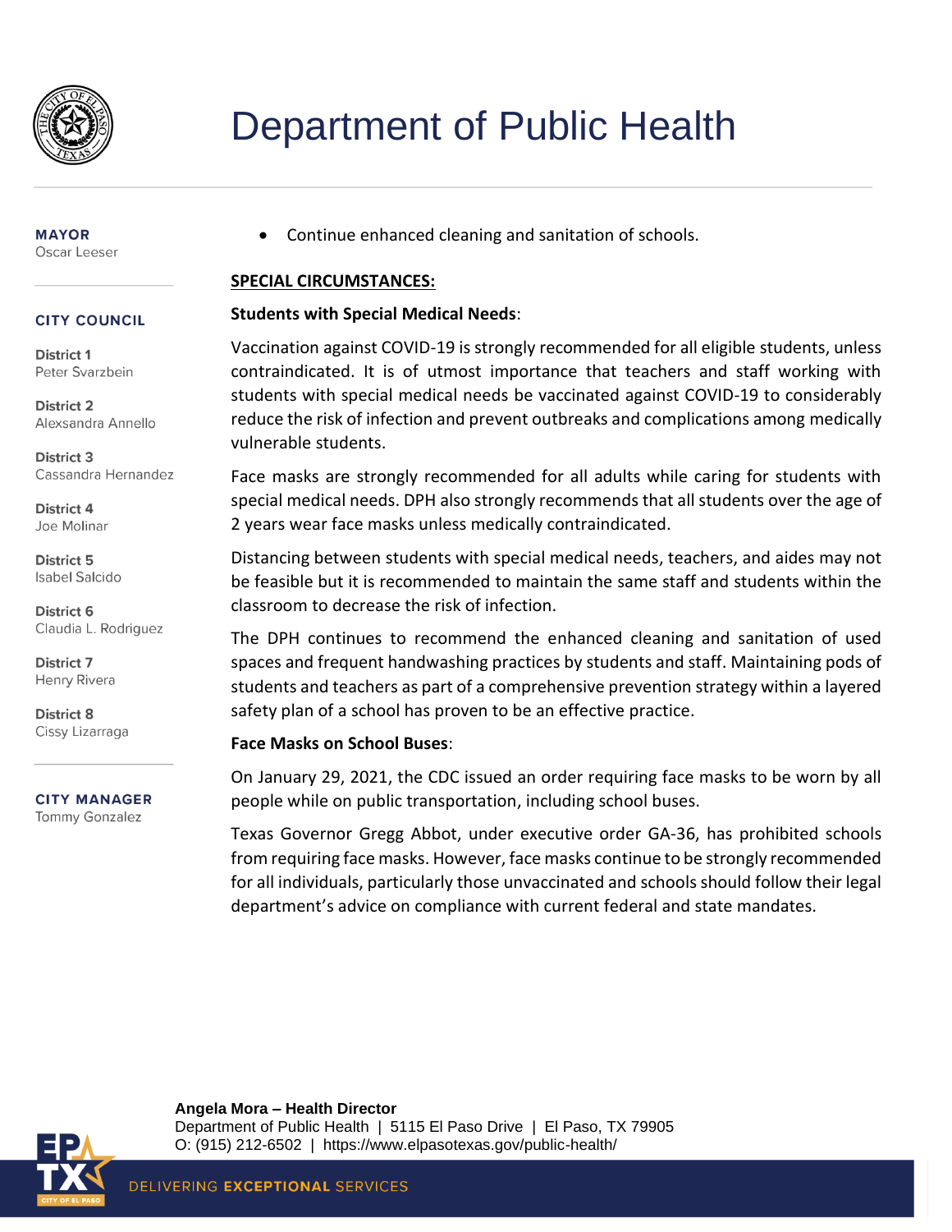- Continue enhanced cleaning and sanitation of schools.

**SPECIAL CIRCUMSTANCES:**

**Students with Special Medical Needs**:

Vaccination against COVID-19 is strongly recommended for all eligible students, unless contraindicated. It is of utmost importance that teachers and staff working with students with special medical needs be vaccinated against COVID-19 to considerably reduce the risk of infection and prevent outbreaks and complications among medically vulnerable students.

Face masks are strongly recommended for all adults while caring for students with special medical needs. DPH also strongly recommends that all students over the age of 2 years wear face masks unless medically contraindicated.

Distancing between students with special medical needs, teachers, and aides may not be feasible but it is recommended to maintain the same staff and students within the classroom to decrease the risk of infection.

The DPH continues to recommend the enhanced cleaning and sanitation of used spaces and frequent handwashing practices by students and staff. Maintaining pods of students and teachers as part of a comprehensive prevention strategy within a layered safety plan of a school has proven to be an effective practice.

**Face Masks on School Buses**:

On January 29, 2021, the CDC issued an order requiring face masks to be worn by all people while on public transportation, including school buses.

Texas Governor Gregg Abbot, under executive order GA-36, has prohibited schools from requiring face masks. However, face masks continue to be strongly recommended for all individuals, particularly those unvaccinated and schools should follow their legal department's advice on compliance with current federal and state mandates.